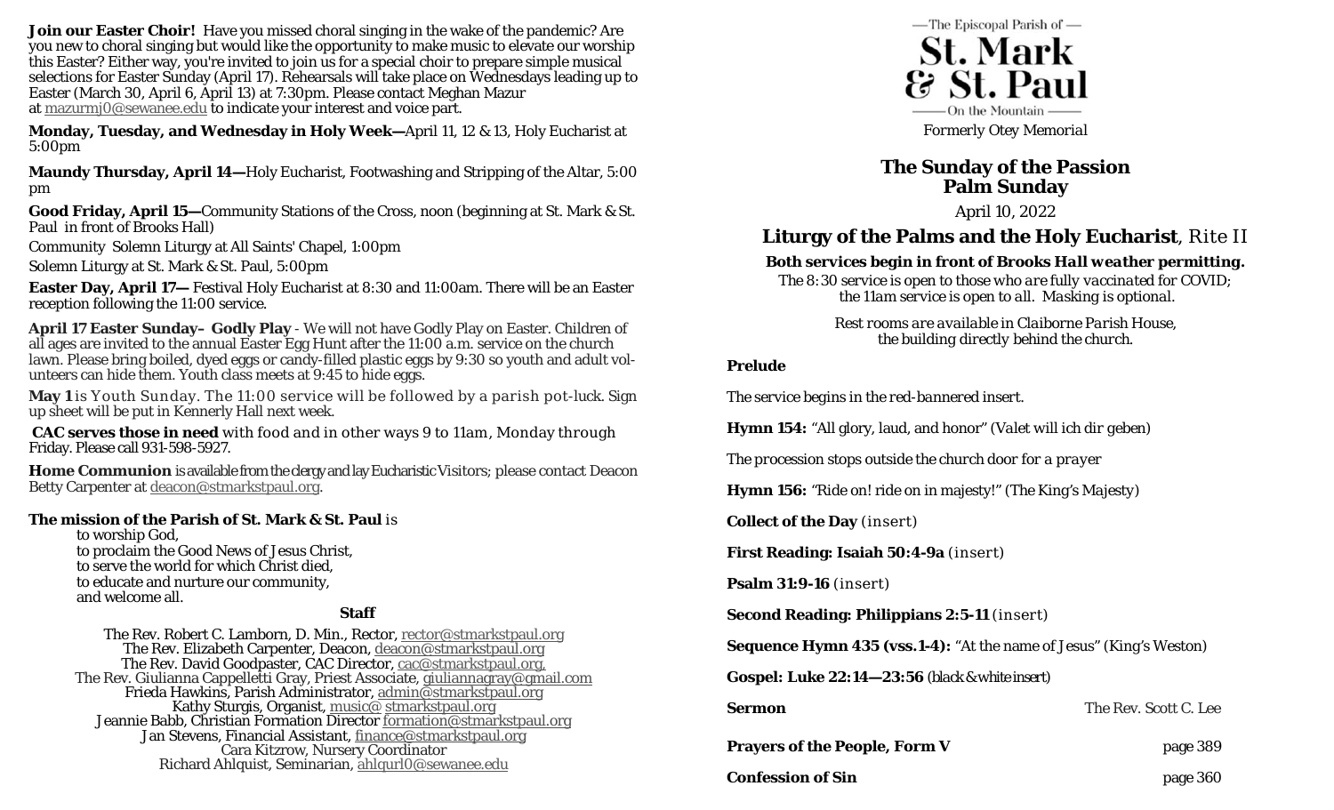**Join our Easter Choir!** Have you missed choral singing in the wake of the pandemic? Are you new to choral singing but would like the opportunity to make music to elevate our worship this Easter? Either way, you're invited to join us for a special choir to prepare simple musical selections for Easter Sunday (April 17). Rehearsals will take place on Wednesdays leading up to Easter (March 30, April 6, April 13) at 7:30pm. Please contact Meghan Mazur at mazurmj0@sewanee.edu to indicate your interest and voice part.

**Monday, Tuesday, and Wednesday in Holy Week—**April 11, 12 & 13, Holy Eucharist at 5:00pm

**Maundy Thursday, April 14—**Holy Eucharist, Footwashing and Stripping of the Altar, 5:00 pm

**Good Friday, April 15—**Community Stations of the Cross, noon (beginning at St. Mark & St. Paul in front of Brooks Hall)

Community Solemn Liturgy at All Saints' Chapel, 1:00pm

Solemn Liturgy at St. Mark & St. Paul, 5:00pm

**Easter Day, April 17—** Festival Holy Eucharist at 8:30 and 11:00am. There will be an Easter reception following the 11:00 service.

**April 17 Easter Sunday– Godly Play** - We will not have Godly Play on Easter. Children of all ages are invited to the annual Easter Egg Hunt after the 11:00 a.m. service on the church lawn. Please bring boiled, dyed eggs or candy-filled plastic eggs by 9:30 so youth and adult volunteers can hide them. Youth class meets at 9:45 to hide eggs.

**May 1** is Youth Sunday. The 11:00 service will be followed by a parish pot-luck. Sign up sheet will be put in Kennerly Hall next week.

**CAC serves those in need** with food and in other ways 9 to 11am, Monday through Friday. Please call 931-598-5927.

**Home Communion** is available from the clergy and lay Eucharistic Visitors; please contact Deacon Betty Carpenter at deacon@stmarkstpaul.org.

**The mission of the Parish of St. Mark & St. Paul** is

to worship God,
to proclaim the Good News of Jesus Christ,
to serve the world for which Christ died,
to educate and nurture our community,
and welcome all.

**Staff**

The Rev. Robert C. Lamborn, D. Min., Rector, rector@stmarkstpaul.org
The Rev. Elizabeth Carpenter, Deacon, deacon@stmarkstpaul.org
The Rev. David Goodpaster, CAC Director, cac@stmarkstpaul.org,
The Rev. Giulianna Cappelletti Gray, Priest Associate, giuliannagray@gmail.com
Frieda Hawkins, Parish Administrator, admin@stmarkstpaul.org
Kathy Sturgis, Organist, music@ stmarkstpaul.org
Jeannie Babb, Christian Formation Director formation@stmarkstpaul.org
Jan Stevens, Financial Assistant, finance@stmarkstpaul.org
Cara Kitzrow, Nursery Coordinator
Richard Ahlquist, Seminarian, ahlqurl0@sewanee.edu

—The Episcopal Parish of —

# St. Mark & St. Paul

—On the Mountain —

*Formerly Otey Memorial*

## The Sunday of the Passion
## Palm Sunday

April 10, 2022

## Liturgy of the Palms and the Holy Eucharist, *Rite II*

**Both services begin in front of Brooks Hall weather permitting.**

*The 8:30 service is open to those who are fully vaccinated for COVID; the 11am service is open to all. Masking is optional.*

*Rest rooms are available in Claiborne Parish House, the building directly behind the church.*

**Prelude**

*The service begins in the red-bannered insert.*

**Hymn 154:** "All glory, laud, and honor" (*Valet will ich dir geben*)

*The procession stops outside the church door for a prayer*

**Hymn 156:** "Ride on! ride on in majesty!" (*The King's Majesty*)

**Collect of the Day** (insert)

**First Reading: Isaiah 50:4-9a** (insert)

**Psalm 31:9-16** (insert)

**Second Reading: Philippians 2:5-11** (insert)

**Sequence Hymn 435 (vss.1-4):** "At the name of Jesus" (*King's Weston*)

**Gospel: Luke 22:14—23:56** (black & white insert)

**Sermon** — The Rev. Scott C. Lee

**Prayers of the People, Form V** — page 389

**Confession of Sin** — page 360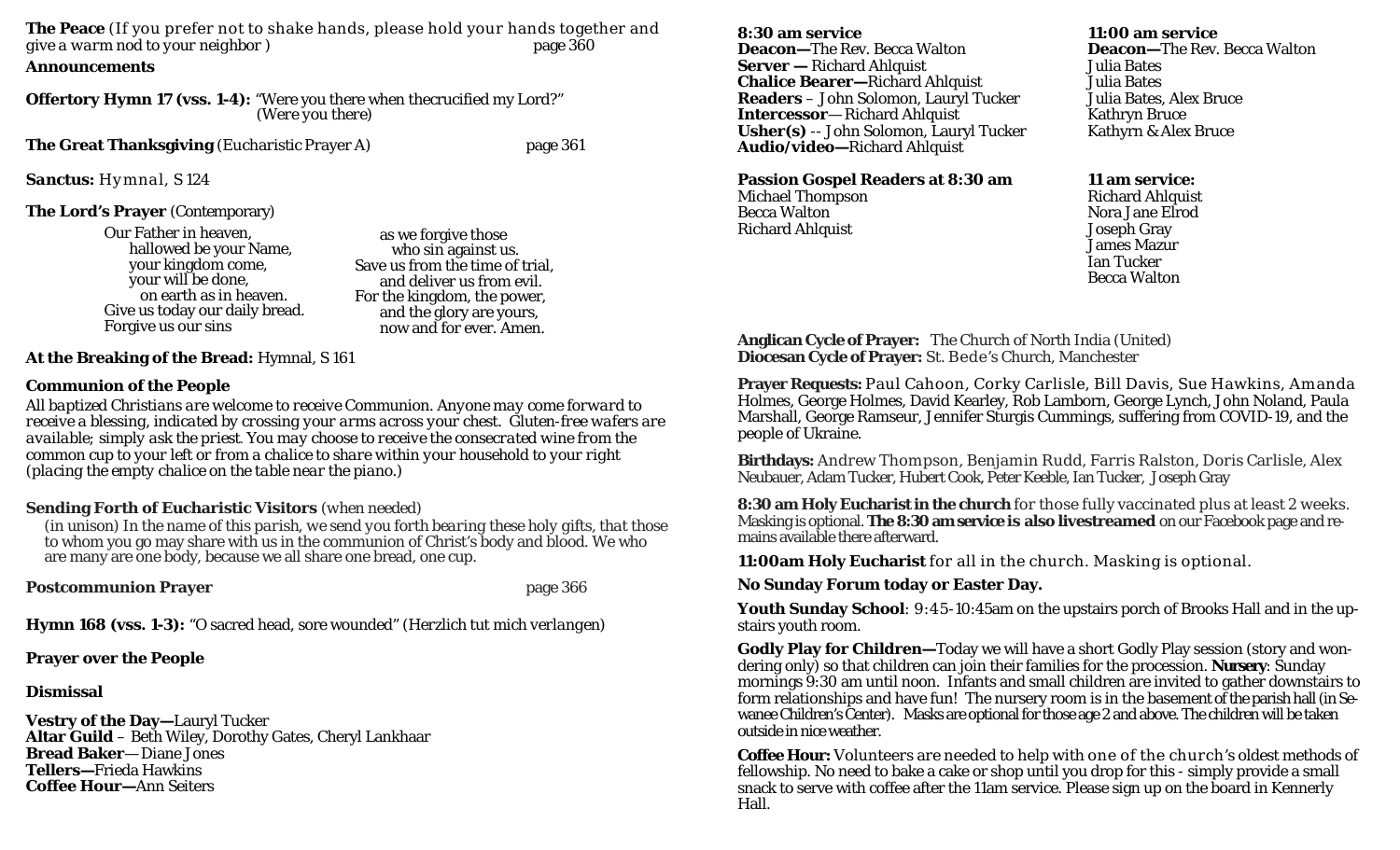**The Peace** (If you prefer not to shake hands, please hold your hands together and give a warm nod to your neighbor ) page 360

**Announcements**

**Offertory Hymn 17 (vss. 1-4):** "Were you there when thecrucified my Lord?" (Were you there)

**The Great Thanksgiving** (Eucharistic Prayer A) page 361

**Sanctus:** Hymnal, S 124

**The Lord's Prayer** (Contemporary)

Our Father in heaven,
hallowed be your Name,
your kingdom come,
your will be done,
on earth as in heaven.
Give us today our daily bread.
Forgive us our sins
as we forgive those
who sin against us.
Save us from the time of trial,
and deliver us from evil.
For the kingdom, the power,
and the glory are yours,
now and for ever. Amen.

**At the Breaking of the Bread:** Hymnal, S 161

**Communion of the People**

*All baptized Christians are welcome to receive Communion. Anyone may come forward to receive a blessing, indicated by crossing your arms across your chest. Gluten-free wafers are available; simply ask the priest. You may choose to receive the consecrated wine from the common cup to your left or from a chalice to share within your household to your right (placing the empty chalice on the table near the piano.)*

**Sending Forth of Eucharistic Visitors** (when needed)

(in unison) *In the name of this parish, we send you forth bearing these holy gifts, that those to whom you go may share with us in the communion of Christ's body and blood. We who are many are one body, because we all share one bread, one cup.*

**Postcommunion Prayer** page 366

**Hymn 168 (vss. 1-3):** "O sacred head, sore wounded" (Herzlich tut mich verlangen)

**Prayer over the People**

**Dismissal**

**Vestry of the Day—**Lauryl Tucker
**Altar Guild** – Beth Wiley, Dorothy Gates, Cheryl Lankhaar
**Bread Baker**—Diane Jones
**Tellers—**Frieda Hawkins
**Coffee Hour—**Ann Seiters

| | **8:30 am service** | **11:00 am service** |
|---|---|---|
| **Deacon** | The Rev. Becca Walton | The Rev. Becca Walton |
| **Server** | Richard Ahlquist | Julia Bates |
| **Chalice Bearer** | Richard Ahlquist | Julia Bates |
| **Readers** | John Solomon, Lauryl Tucker | Julia Bates, Alex Bruce |
| **Intercessor** | Richard Ahlquist | Kathryn Bruce |
| **Usher(s)** | John Solomon, Lauryl Tucker | Kathyrn & Alex Bruce |
| **Audio/video** | Richard Ahlquist | |

| **Passion Gospel Readers at 8:30 am** | **11 am service:** |
|---|---|
| Michael Thompson | Richard Ahlquist |
| Becca Walton | Nora Jane Elrod |
| Richard Ahlquist | Joseph Gray |
| | James Mazur |
| | Ian Tucker |
| | Becca Walton |

**Anglican Cycle of Prayer:** The Church of North India (United)
**Diocesan Cycle of Prayer:** St. Bede's Church, Manchester

**Prayer Requests:** Paul Cahoon, Corky Carlisle, Bill Davis, Sue Hawkins, Amanda Holmes, George Holmes, David Kearley, Rob Lamborn, George Lynch, John Noland, Paula Marshall, George Ramseur, Jennifer Sturgis Cummings, suffering from COVID-19, and the people of Ukraine.

**Birthdays:** Andrew Thompson, Benjamin Rudd, Farris Ralston, Doris Carlisle, Alex Neubauer, Adam Tucker, Hubert Cook, Peter Keeble, Ian Tucker, Joseph Gray

**8:30 am Holy Eucharist in the church** for those fully vaccinated plus at least 2 weeks. Masking is optional. **The 8:30 am service is also livestreamed** on our Facebook page and remains available there afterward.

**11:00am Holy Eucharist** for all in the church. Masking is optional.

**No Sunday Forum today or Easter Day.**

**Youth Sunday School**: 9:45-10:45am on the upstairs porch of Brooks Hall and in the upstairs youth room.

**Godly Play for Children—**Today we will have a short Godly Play session (story and wondering only) so that children can join their families for the procession. **Nursery**: Sunday mornings 9:30 am until noon. Infants and small children are invited to gather downstairs to form relationships and have fun! The nursery room is in the basement of the parish hall (in Sewanee Children's Center). Masks are optional for those age 2 and above. The children will be taken outside in nice weather.

**Coffee Hour:** Volunteers are needed to help with one of the church's oldest methods of fellowship. No need to bake a cake or shop until you drop for this - simply provide a small snack to serve with coffee after the 11am service. Please sign up on the board in Kennerly Hall.